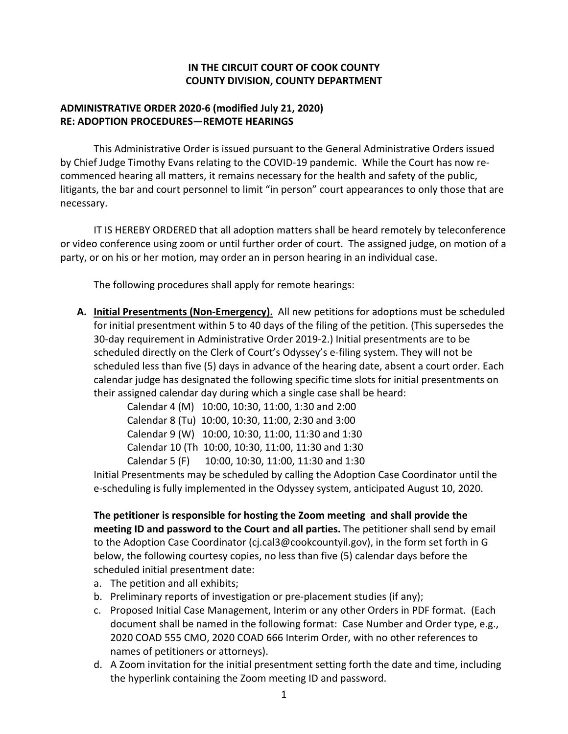**IN THE CIRCUIT COURT OF COOK COUNTY**
**COUNTY DIVISION, COUNTY DEPARTMENT**

**ADMINISTRATIVE ORDER 2020-6 (modified July 21, 2020)**
**RE: ADOPTION PROCEDURES—REMOTE HEARINGS**

This Administrative Order is issued pursuant to the General Administrative Orders issued by Chief Judge Timothy Evans relating to the COVID-19 pandemic. While the Court has now re-commenced hearing all matters, it remains necessary for the health and safety of the public, litigants, the bar and court personnel to limit "in person" court appearances to only those that are necessary.

IT IS HEREBY ORDERED that all adoption matters shall be heard remotely by teleconference or video conference using zoom or until further order of court. The assigned judge, on motion of a party, or on his or her motion, may order an in person hearing in an individual case.

The following procedures shall apply for remote hearings:

**A. <u>Initial Presentments (Non-Emergency).</u>** All new petitions for adoptions must be scheduled for initial presentment within 5 to 40 days of the filing of the petition. (This supersedes the 30-day requirement in Administrative Order 2019-2.) Initial presentments are to be scheduled directly on the Clerk of Court's Odyssey's e-filing system. They will not be scheduled less than five (5) days in advance of the hearing date, absent a court order. Each calendar judge has designated the following specific time slots for initial presentments on their assigned calendar day during which a single case shall be heard:

Calendar 4 (M) 10:00, 10:30, 11:00, 1:30 and 2:00
Calendar 8 (Tu) 10:00, 10:30, 11:00, 2:30 and 3:00
Calendar 9 (W) 10:00, 10:30, 11:00, 11:30 and 1:30
Calendar 10 (Th 10:00, 10:30, 11:00, 11:30 and 1:30
Calendar 5 (F) 10:00, 10:30, 11:00, 11:30 and 1:30

Initial Presentments may be scheduled by calling the Adoption Case Coordinator until the e-scheduling is fully implemented in the Odyssey system, anticipated August 10, 2020.

**The petitioner is responsible for hosting the Zoom meeting and shall provide the meeting ID and password to the Court and all parties.** The petitioner shall send by email to the Adoption Case Coordinator (cj.cal3@cookcountyil.gov), in the form set forth in G below, the following courtesy copies, no less than five (5) calendar days before the scheduled initial presentment date:

a. The petition and all exhibits;
b. Preliminary reports of investigation or pre-placement studies (if any);
c. Proposed Initial Case Management, Interim or any other Orders in PDF format. (Each document shall be named in the following format: Case Number and Order type, e.g., 2020 COAD 555 CMO, 2020 COAD 666 Interim Order, with no other references to names of petitioners or attorneys).
d. A Zoom invitation for the initial presentment setting forth the date and time, including the hyperlink containing the Zoom meeting ID and password.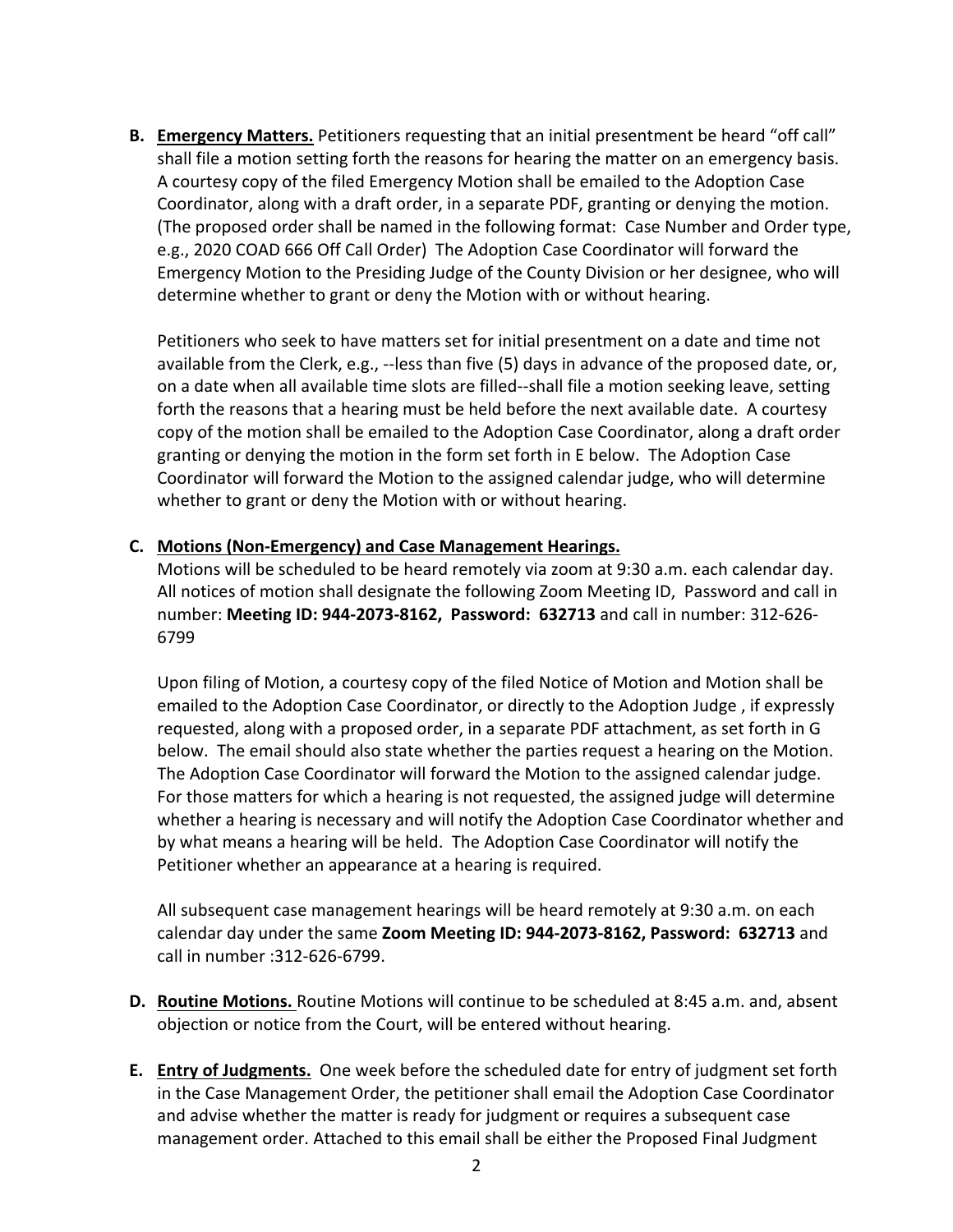B. **Emergency Matters.** Petitioners requesting that an initial presentment be heard "off call" shall file a motion setting forth the reasons for hearing the matter on an emergency basis. A courtesy copy of the filed Emergency Motion shall be emailed to the Adoption Case Coordinator, along with a draft order, in a separate PDF, granting or denying the motion. (The proposed order shall be named in the following format: Case Number and Order type, e.g., 2020 COAD 666 Off Call Order) The Adoption Case Coordinator will forward the Emergency Motion to the Presiding Judge of the County Division or her designee, who will determine whether to grant or deny the Motion with or without hearing.

   Petitioners who seek to have matters set for initial presentment on a date and time not available from the Clerk, e.g., --less than five (5) days in advance of the proposed date, or, on a date when all available time slots are filled--shall file a motion seeking leave, setting forth the reasons that a hearing must be held before the next available date. A courtesy copy of the motion shall be emailed to the Adoption Case Coordinator, along a draft order granting or denying the motion in the form set forth in E below. The Adoption Case Coordinator will forward the Motion to the assigned calendar judge, who will determine whether to grant or deny the Motion with or without hearing.

C. **Motions (Non-Emergency) and Case Management Hearings.**
   Motions will be scheduled to be heard remotely via zoom at 9:30 a.m. each calendar day. All notices of motion shall designate the following Zoom Meeting ID, Password and call in number: **Meeting ID: 944-2073-8162, Password: 632713** and call in number: 312-626-6799

   Upon filing of Motion, a courtesy copy of the filed Notice of Motion and Motion shall be emailed to the Adoption Case Coordinator, or directly to the Adoption Judge , if expressly requested, along with a proposed order, in a separate PDF attachment, as set forth in G below. The email should also state whether the parties request a hearing on the Motion. The Adoption Case Coordinator will forward the Motion to the assigned calendar judge. For those matters for which a hearing is not requested, the assigned judge will determine whether a hearing is necessary and will notify the Adoption Case Coordinator whether and by what means a hearing will be held. The Adoption Case Coordinator will notify the Petitioner whether an appearance at a hearing is required.

   All subsequent case management hearings will be heard remotely at 9:30 a.m. on each calendar day under the same **Zoom Meeting ID: 944-2073-8162, Password: 632713** and call in number :312-626-6799.

D. **Routine Motions.** Routine Motions will continue to be scheduled at 8:45 a.m. and, absent objection or notice from the Court, will be entered without hearing.

E. **Entry of Judgments.** One week before the scheduled date for entry of judgment set forth in the Case Management Order, the petitioner shall email the Adoption Case Coordinator and advise whether the matter is ready for judgment or requires a subsequent case management order. Attached to this email shall be either the Proposed Final Judgment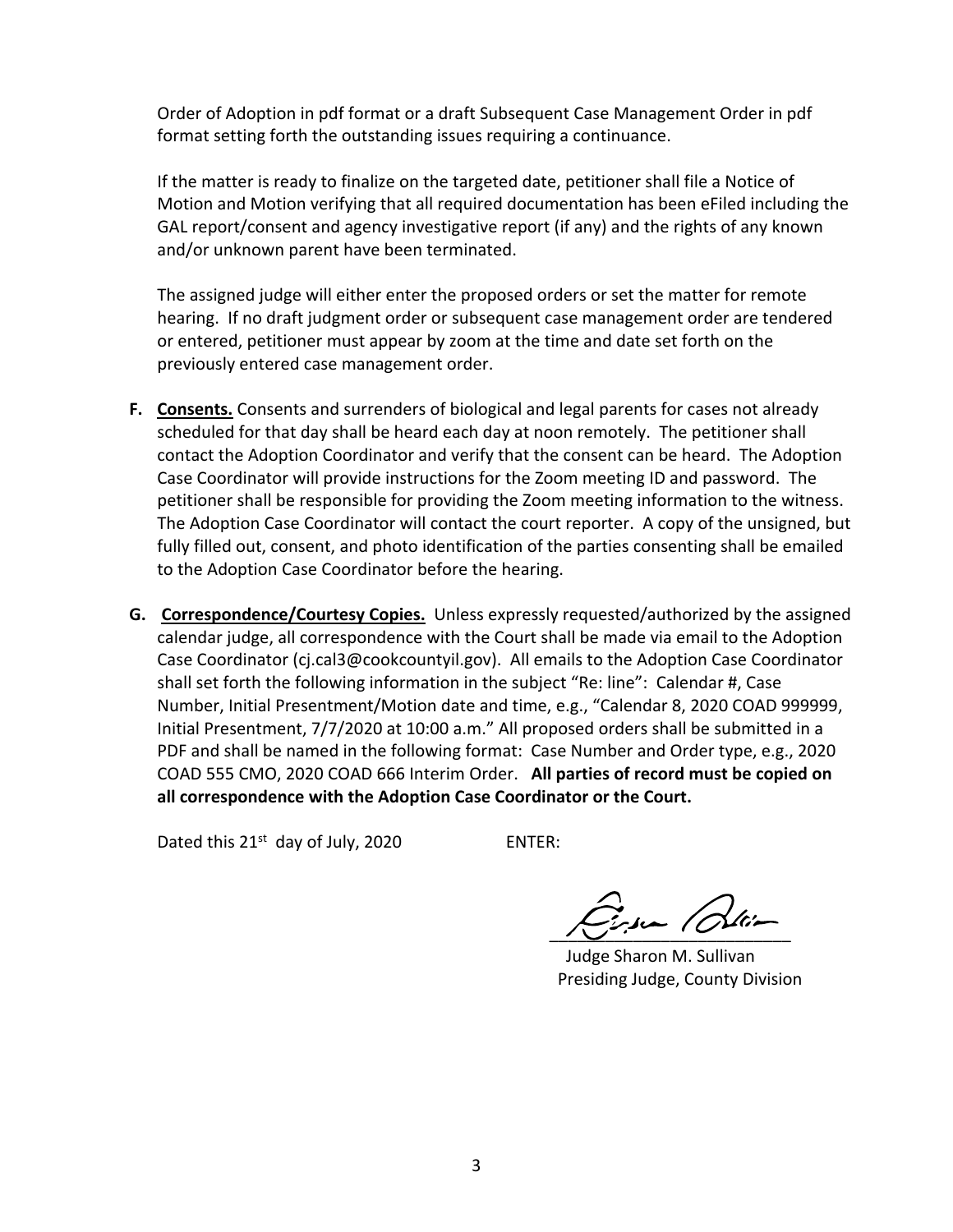Order of Adoption in pdf format or a draft Subsequent Case Management Order in pdf format setting forth the outstanding issues requiring a continuance.

If the matter is ready to finalize on the targeted date, petitioner shall file a Notice of Motion and Motion verifying that all required documentation has been eFiled including the GAL report/consent and agency investigative report (if any) and the rights of any known and/or unknown parent have been terminated.

The assigned judge will either enter the proposed orders or set the matter for remote hearing. If no draft judgment order or subsequent case management order are tendered or entered, petitioner must appear by zoom at the time and date set forth on the previously entered case management order.

**F. Consents.** Consents and surrenders of biological and legal parents for cases not already scheduled for that day shall be heard each day at noon remotely. The petitioner shall contact the Adoption Coordinator and verify that the consent can be heard. The Adoption Case Coordinator will provide instructions for the Zoom meeting ID and password. The petitioner shall be responsible for providing the Zoom meeting information to the witness. The Adoption Case Coordinator will contact the court reporter. A copy of the unsigned, but fully filled out, consent, and photo identification of the parties consenting shall be emailed to the Adoption Case Coordinator before the hearing.

**G. Correspondence/Courtesy Copies.** Unless expressly requested/authorized by the assigned calendar judge, all correspondence with the Court shall be made via email to the Adoption Case Coordinator (cj.cal3@cookcountyil.gov). All emails to the Adoption Case Coordinator shall set forth the following information in the subject "Re: line": Calendar #, Case Number, Initial Presentment/Motion date and time, e.g., "Calendar 8, 2020 COAD 999999, Initial Presentment, 7/7/2020 at 10:00 a.m." All proposed orders shall be submitted in a PDF and shall be named in the following format: Case Number and Order type, e.g., 2020 COAD 555 CMO, 2020 COAD 666 Interim Order. **All parties of record must be copied on all correspondence with the Adoption Case Coordinator or the Court.**

Dated this 21st day of July, 2020

ENTER:

Judge Sharon M. Sullivan
Presiding Judge, County Division